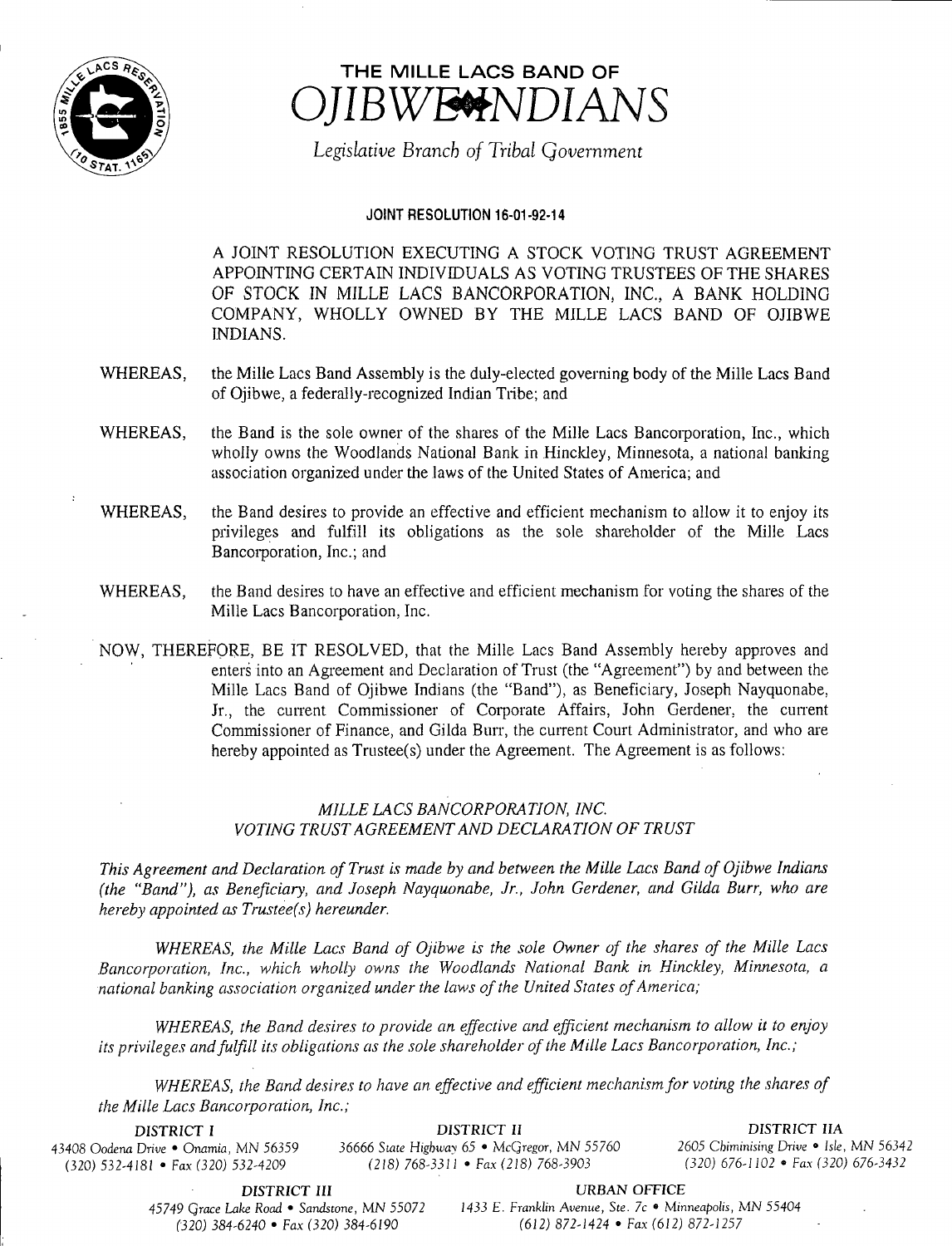# THE MILLE LACS BAND OF OJIBWE INDIANS

*Legislative Branch of Tribal Government*

**JOINT RESOLUTION 16-01-92-14**

A JOINT RESOLUTION EXECUTING A STOCK VOTING TRUST AGREEMENT APPOINTING CERTAIN INDIVIDUALS AS VOTING TRUSTEES OF THE SHARES OF STOCK IN MILLE LACS BANCORPORATION, INC., A BANK HOLDING COMPANY, WHOLLY OWNED BY THE MILLE LACS BAND OF OJIBWE INDIANS.

WHEREAS, the Mille Lacs Band Assembly is the duly-elected governing body of the Mille Lacs Band of Ojibwe, a federally-recognized Indian Tribe; and

WHEREAS, the Band is the sole owner of the shares of the Mille Lacs Bancorporation, Inc., which wholly owns the Woodlands National Bank in Hinckley, Minnesota, a national banking association organized under the laws of the United States of America; and

WHEREAS, the Band desires to provide an effective and efficient mechanism to allow it to enjoy its privileges and fulfill its obligations as the sole shareholder of the Mille Lacs Bancorporation, Inc.; and

WHEREAS, the Band desires to have an effective and efficient mechanism for voting the shares of the Mille Lacs Bancorporation, Inc.

NOW, THEREFORE, BE IT RESOLVED, that the Mille Lacs Band Assembly hereby approves and enters into an Agreement and Declaration of Trust (the "Agreement") by and between the Mille Lacs Band of Ojibwe Indians (the "Band"), as Beneficiary, Joseph Nayquonabe, Jr., the current Commissioner of Corporate Affairs, John Gerdener, the current Commissioner of Finance, and Gilda Burr, the current Court Administrator, and who are hereby appointed as Trustee(s) under the Agreement. The Agreement is as follows:

*MILLE LACS BANCORPORATION, INC.*
*VOTING TRUST AGREEMENT AND DECLARATION OF TRUST*

*This Agreement and Declaration of Trust is made by and between the Mille Lacs Band of Ojibwe Indians (the "Band"), as Beneficiary, and Joseph Nayquonabe, Jr., John Gerdener, and Gilda Burr, who are hereby appointed as Trustee(s) hereunder.*

*WHEREAS, the Mille Lacs Band of Ojibwe is the sole Owner of the shares of the Mille Lacs Bancorporation, Inc., which wholly owns the Woodlands National Bank in Hinckley, Minnesota, a national banking association organized under the laws of the United States of America;*

*WHEREAS, the Band desires to provide an effective and efficient mechanism to allow it to enjoy its privileges and fulfill its obligations as the sole shareholder of the Mille Lacs Bancorporation, Inc.;*

*WHEREAS, the Band desires to have an effective and efficient mechanism for voting the shares of the Mille Lacs Bancorporation, Inc.;*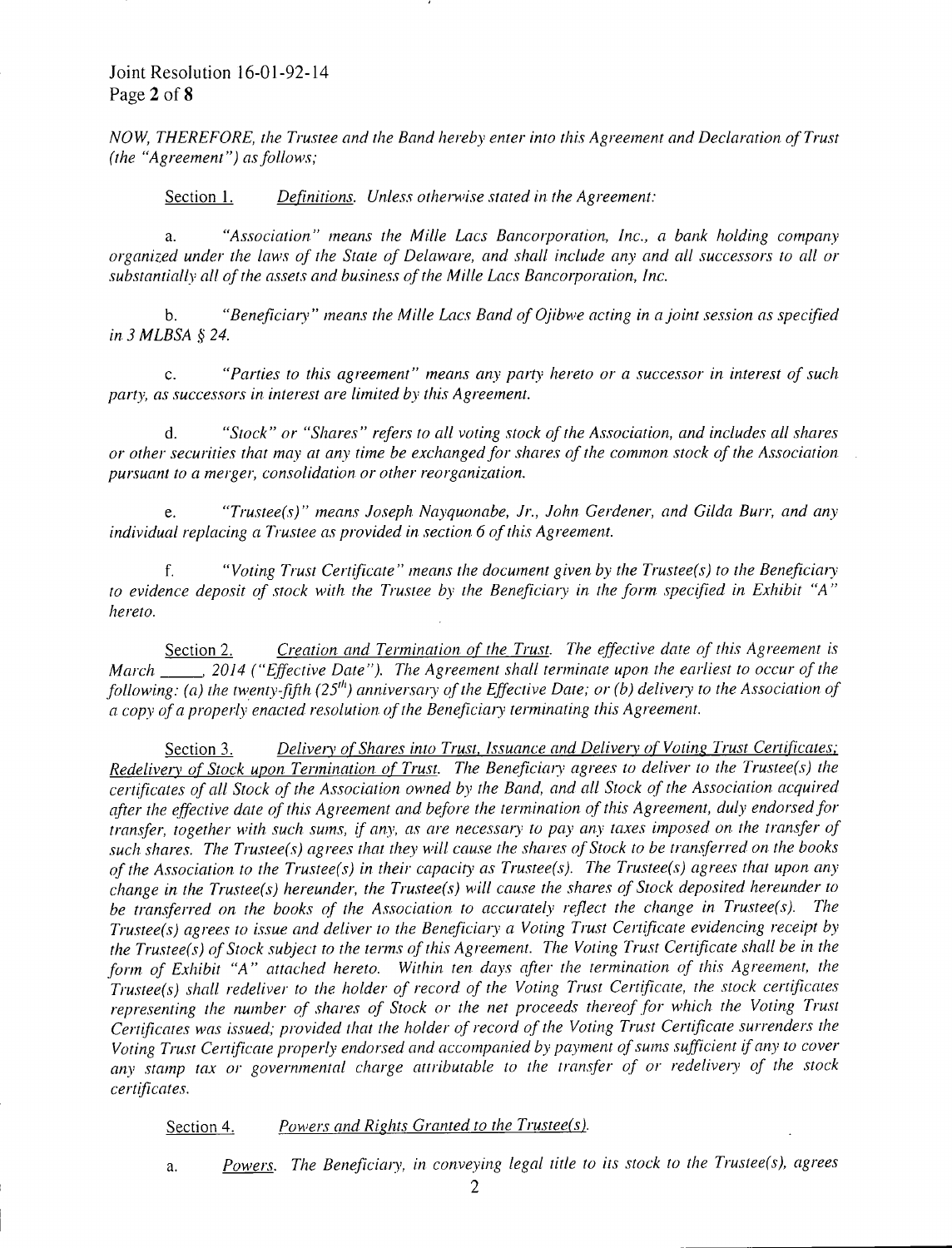*NOW, THEREFORE, the Trustee and the Band hereby enter into this Agreement and Declaration of Trust (the "Agreement") as follows;*

Section 1. *Definitions. Unless otherwise stated in the Agreement:*

a. *"Association" means the Mille Lacs Bancorporation, Inc., a bank holding company organized under the laws of the State of Delaware, and shall include any and all successors to all or substantially all of the assets and business of the Mille Lacs Bancorporation, Inc.*

b. *"Beneficiary" means the Mille Lacs Band of Ojibwe acting in a joint session as specified in 3 MLBSA § 24.*

c. *"Parties to this agreement" means any party hereto or a successor in interest of such party, as successors in interest are limited by this Agreement.*

d. *"Stock" or "Shares" refers to all voting stock of the Association, and includes all shares or other securities that may at any time be exchanged for shares of the common stock of the Association pursuant to a merger, consolidation or other reorganization.*

e. *"Trustee(s)" means Joseph Nayquonabe, Jr., John Gerdener, and Gilda Burr, and any individual replacing a Trustee as provided in section 6 of this Agreement.*

f. *"Voting Trust Certificate" means the document given by the Trustee(s) to the Beneficiary to evidence deposit of stock with the Trustee by the Beneficiary in the form specified in Exhibit "A" hereto.*

Section 2. *Creation and Termination of the Trust. The effective date of this Agreement is March \_\_\_\_\_, 2014 ("Effective Date"). The Agreement shall terminate upon the earliest to occur of the following: (a) the twenty-fifth (25th) anniversary of the Effective Date; or (b) delivery to the Association of a copy of a properly enacted resolution of the Beneficiary terminating this Agreement.*

Section 3. *Delivery of Shares into Trust, Issuance and Delivery of Voting Trust Certificates; Redelivery of Stock upon Termination of Trust. The Beneficiary agrees to deliver to the Trustee(s) the certificates of all Stock of the Association owned by the Band, and all Stock of the Association acquired after the effective date of this Agreement and before the termination of this Agreement, duly endorsed for transfer, together with such sums, if any, as are necessary to pay any taxes imposed on the transfer of such shares. The Trustee(s) agrees that they will cause the shares of Stock to be transferred on the books of the Association to the Trustee(s) in their capacity as Trustee(s). The Trustee(s) agrees that upon any change in the Trustee(s) hereunder, the Trustee(s) will cause the shares of Stock deposited hereunder to be transferred on the books of the Association to accurately reflect the change in Trustee(s). The Trustee(s) agrees to issue and deliver to the Beneficiary a Voting Trust Certificate evidencing receipt by the Trustee(s) of Stock subject to the terms of this Agreement. The Voting Trust Certificate shall be in the form of Exhibit "A" attached hereto. Within ten days after the termination of this Agreement, the Trustee(s) shall redeliver to the holder of record of the Voting Trust Certificate, the stock certificates representing the number of shares of Stock or the net proceeds thereof for which the Voting Trust Certificates was issued; provided that the holder of record of the Voting Trust Certificate surrenders the Voting Trust Certificate properly endorsed and accompanied by payment of sums sufficient if any to cover any stamp tax or governmental charge attributable to the transfer of or redelivery of the stock certificates.*

Section 4. *Powers and Rights Granted to the Trustee(s).*

a. *Powers. The Beneficiary, in conveying legal title to its stock to the Trustee(s), agrees*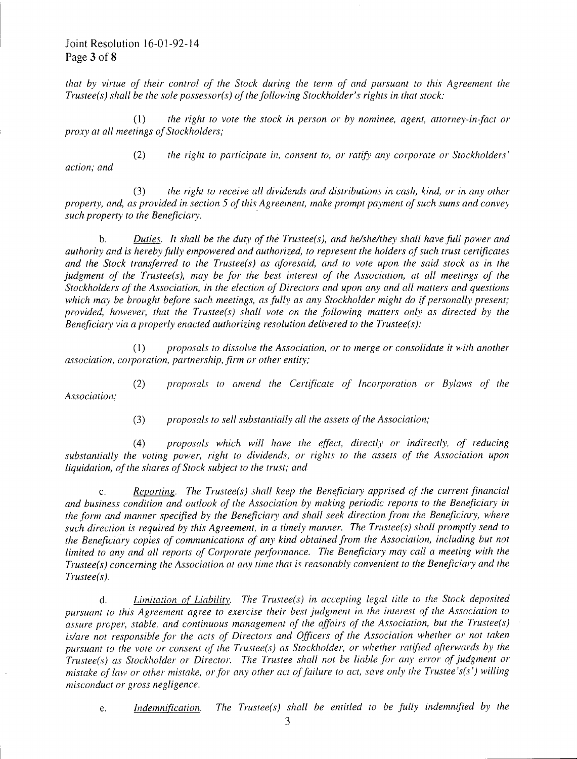*that by virtue of their control of the Stock during the term of and pursuant to this Agreement the Trustee(s) shall be the sole possessor(s) of the following Stockholder's rights in that stock:*

(1) *the right to vote the stock in person or by nominee, agent, attorney-in-fact or proxy at all meetings of Stockholders;*

(2) *the right to participate in, consent to, or ratify any corporate or Stockholders' action; and*

(3) *the right to receive all dividends and distributions in cash, kind, or in any other property, and, as provided in section 5 of this Agreement, make prompt payment of such sums and convey such property to the Beneficiary.*

b. *Duties. It shall be the duty of the Trustee(s), and he/she/they shall have full power and authority and is hereby fully empowered and authorized, to represent the holders of such trust certificates and the Stock transferred to the Trustee(s) as aforesaid, and to vote upon the said stock as in the judgment of the Trustee(s), may be for the best interest of the Association, at all meetings of the Stockholders of the Association, in the election of Directors and upon any and all matters and questions which may be brought before such meetings, as fully as any Stockholder might do if personally present; provided, however, that the Trustee(s) shall vote on the following matters only as directed by the Beneficiary via a properly enacted authorizing resolution delivered to the Trustee(s):*

(1) *proposals to dissolve the Association, or to merge or consolidate it with another association, corporation, partnership, firm or other entity;*

(2) *proposals to amend the Certificate of Incorporation or Bylaws of the Association;*

(3) *proposals to sell substantially all the assets of the Association;*

(4) *proposals which will have the effect, directly or indirectly, of reducing substantially the voting power, right to dividends, or rights to the assets of the Association upon liquidation, of the shares of Stock subject to the trust; and*

c. *Reporting. The Trustee(s) shall keep the Beneficiary apprised of the current financial and business condition and outlook of the Association by making periodic reports to the Beneficiary in the form and manner specified by the Beneficiary and shall seek direction from the Beneficiary, where such direction is required by this Agreement, in a timely manner. The Trustee(s) shall promptly send to the Beneficiary copies of communications of any kind obtained from the Association, including but not limited to any and all reports of Corporate performance. The Beneficiary may call a meeting with the Trustee(s) concerning the Association at any time that is reasonably convenient to the Beneficiary and the Trustee(s).*

d. *Limitation of Liability. The Trustee(s) in accepting legal title to the Stock deposited pursuant to this Agreement agree to exercise their best judgment in the interest of the Association to assure proper, stable, and continuous management of the affairs of the Association, but the Trustee(s) is/are not responsible for the acts of Directors and Officers of the Association whether or not taken pursuant to the vote or consent of the Trustee(s) as Stockholder, or whether ratified afterwards by the Trustee(s) as Stockholder or Director. The Trustee shall not be liable for any error of judgment or mistake of law or other mistake, or for any other act of failure to act, save only the Trustee's(s') willing misconduct or gross negligence.*

e. *Indemnification. The Trustee(s) shall be entitled to be fully indemnified by the*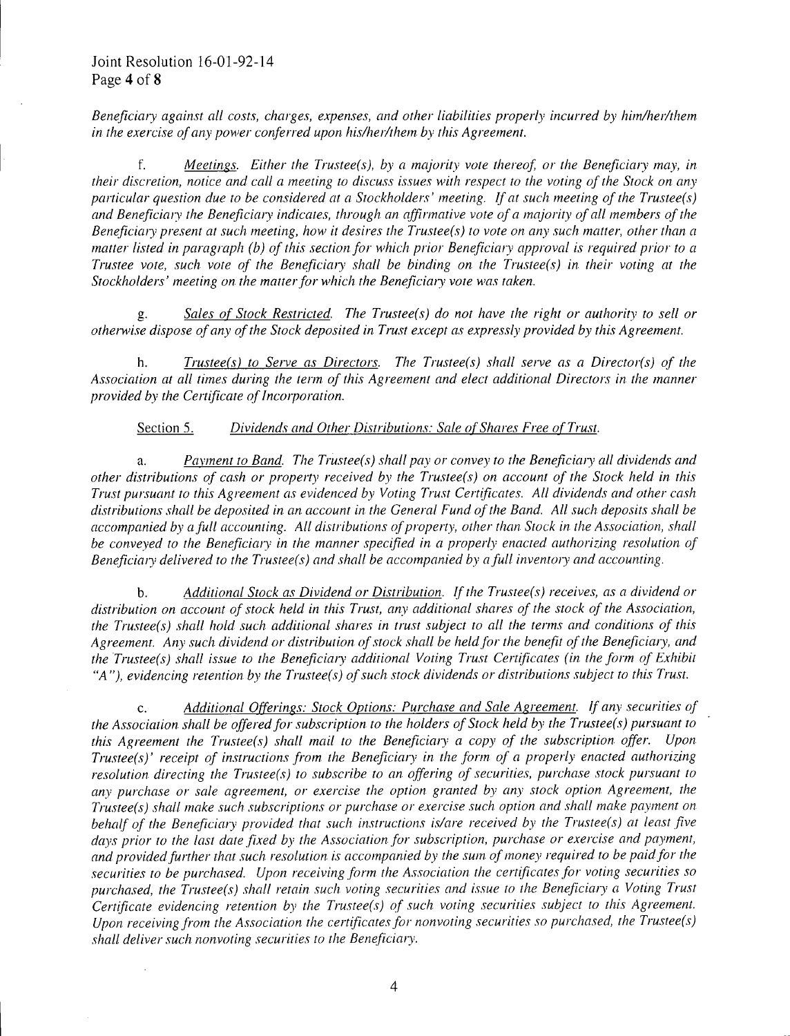*Beneficiary against all costs, charges, expenses, and other liabilities properly incurred by him/her/them in the exercise of any power conferred upon his/her/them by this Agreement.*

f. *Meetings. Either the Trustee(s), by a majority vote thereof, or the Beneficiary may, in their discretion, notice and call a meeting to discuss issues with respect to the voting of the Stock on any particular question due to be considered at a Stockholders' meeting. If at such meeting of the Trustee(s) and Beneficiary the Beneficiary indicates, through an affirmative vote of a majority of all members of the Beneficiary present at such meeting, how it desires the Trustee(s) to vote on any such matter, other than a matter listed in paragraph (b) of this section for which prior Beneficiary approval is required prior to a Trustee vote, such vote of the Beneficiary shall be binding on the Trustee(s) in their voting at the Stockholders' meeting on the matter for which the Beneficiary vote was taken.*

g. *Sales of Stock Restricted. The Trustee(s) do not have the right or authority to sell or otherwise dispose of any of the Stock deposited in Trust except as expressly provided by this Agreement.*

h. *Trustee(s) to Serve as Directors. The Trustee(s) shall serve as a Director(s) of the Association at all times during the term of this Agreement and elect additional Directors in the manner provided by the Certificate of Incorporation.*

Section 5. *Dividends and Other Distributions; Sale of Shares Free of Trust.*

a. *Payment to Band. The Trustee(s) shall pay or convey to the Beneficiary all dividends and other distributions of cash or property received by the Trustee(s) on account of the Stock held in this Trust pursuant to this Agreement as evidenced by Voting Trust Certificates. All dividends and other cash distributions shall be deposited in an account in the General Fund of the Band. All such deposits shall be accompanied by a full accounting. All distributions of property, other than Stock in the Association, shall be conveyed to the Beneficiary in the manner specified in a properly enacted authorizing resolution of Beneficiary delivered to the Trustee(s) and shall be accompanied by a full inventory and accounting.*

b. *Additional Stock as Dividend or Distribution. If the Trustee(s) receives, as a dividend or distribution on account of stock held in this Trust, any additional shares of the stock of the Association, the Trustee(s) shall hold such additional shares in trust subject to all the terms and conditions of this Agreement. Any such dividend or distribution of stock shall be held for the benefit of the Beneficiary, and the Trustee(s) shall issue to the Beneficiary additional Voting Trust Certificates (in the form of Exhibit "A"), evidencing retention by the Trustee(s) of such stock dividends or distributions subject to this Trust.*

c. *Additional Offerings; Stock Options; Purchase and Sale Agreement. If any securities of the Association shall be offered for subscription to the holders of Stock held by the Trustee(s) pursuant to this Agreement the Trustee(s) shall mail to the Beneficiary a copy of the subscription offer. Upon Trustee(s)' receipt of instructions from the Beneficiary in the form of a properly enacted authorizing resolution directing the Trustee(s) to subscribe to an offering of securities, purchase stock pursuant to any purchase or sale agreement, or exercise the option granted by any stock option Agreement, the Trustee(s) shall make such subscriptions or purchase or exercise such option and shall make payment on behalf of the Beneficiary provided that such instructions is/are received by the Trustee(s) at least five days prior to the last date fixed by the Association for subscription, purchase or exercise and payment, and provided further that such resolution is accompanied by the sum of money required to be paid for the securities to be purchased. Upon receiving form the Association the certificates for voting securities so purchased, the Trustee(s) shall retain such voting securities and issue to the Beneficiary a Voting Trust Certificate evidencing retention by the Trustee(s) of such voting securities subject to this Agreement. Upon receiving from the Association the certificates for nonvoting securities so purchased, the Trustee(s) shall deliver such nonvoting securities to the Beneficiary.*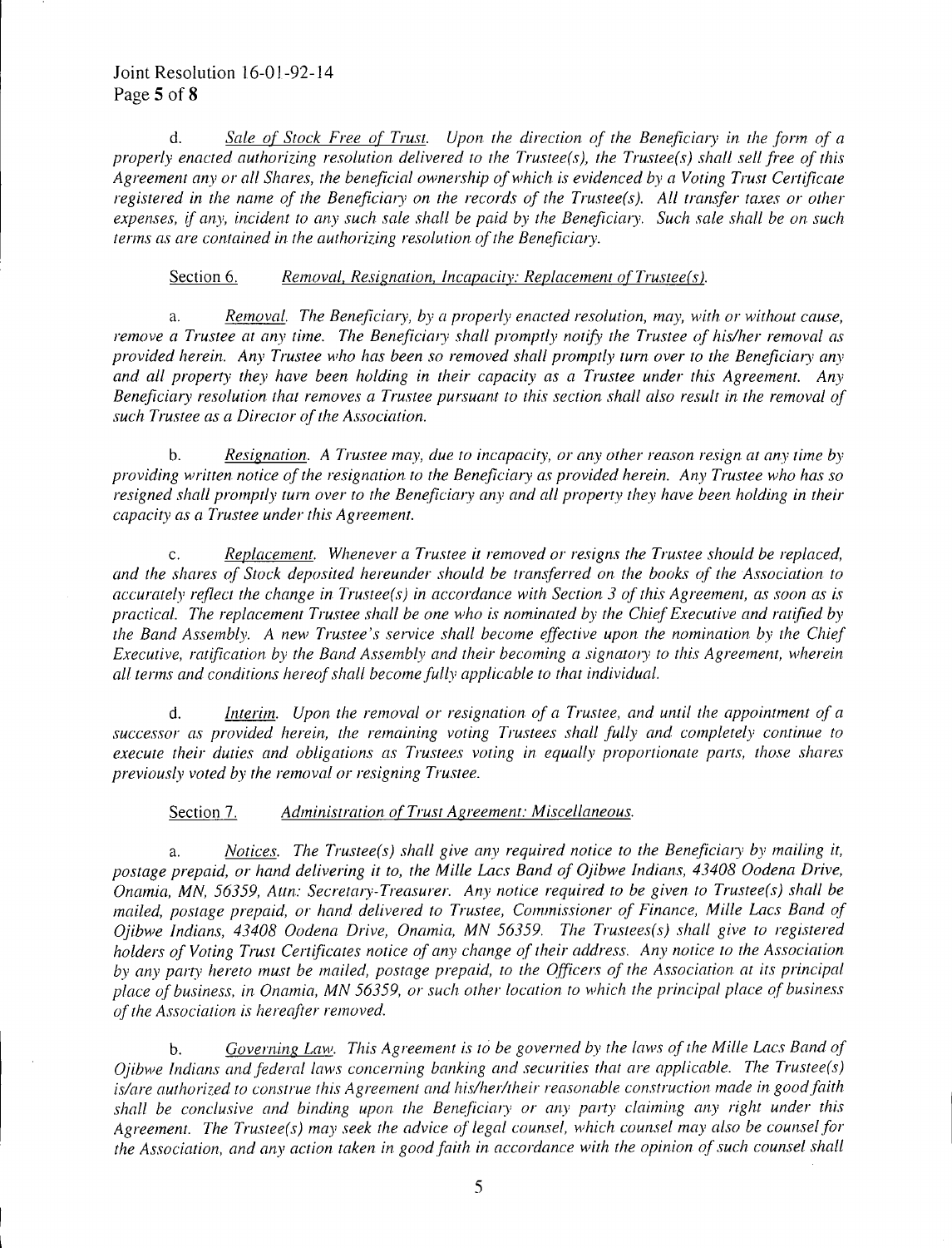d. *Sale of Stock Free of Trust. Upon the direction of the Beneficiary in the form of a properly enacted authorizing resolution delivered to the Trustee(s), the Trustee(s) shall sell free of this Agreement any or all Shares, the beneficial ownership of which is evidenced by a Voting Trust Certificate registered in the name of the Beneficiary on the records of the Trustee(s). All transfer taxes or other expenses, if any, incident to any such sale shall be paid by the Beneficiary. Such sale shall be on such terms as are contained in the authorizing resolution of the Beneficiary.*

Section 6. *Removal, Resignation, Incapacity: Replacement of Trustee(s).*

a. *Removal. The Beneficiary, by a properly enacted resolution, may, with or without cause, remove a Trustee at any time. The Beneficiary shall promptly notify the Trustee of his/her removal as provided herein. Any Trustee who has been so removed shall promptly turn over to the Beneficiary any and all property they have been holding in their capacity as a Trustee under this Agreement. Any Beneficiary resolution that removes a Trustee pursuant to this section shall also result in the removal of such Trustee as a Director of the Association.*

b. *Resignation. A Trustee may, due to incapacity, or any other reason resign at any time by providing written notice of the resignation to the Beneficiary as provided herein. Any Trustee who has so resigned shall promptly turn over to the Beneficiary any and all property they have been holding in their capacity as a Trustee under this Agreement.*

c. *Replacement. Whenever a Trustee it removed or resigns the Trustee should be replaced, and the shares of Stock deposited hereunder should be transferred on the books of the Association to accurately reflect the change in Trustee(s) in accordance with Section 3 of this Agreement, as soon as is practical. The replacement Trustee shall be one who is nominated by the Chief Executive and ratified by the Band Assembly. A new Trustee's service shall become effective upon the nomination by the Chief Executive, ratification by the Band Assembly and their becoming a signatory to this Agreement, wherein all terms and conditions hereof shall become fully applicable to that individual.*

d. *Interim. Upon the removal or resignation of a Trustee, and until the appointment of a successor as provided herein, the remaining voting Trustees shall fully and completely continue to execute their duties and obligations as Trustees voting in equally proportionate parts, those shares previously voted by the removal or resigning Trustee.*

Section 7. *Administration of Trust Agreement: Miscellaneous.*

a. *Notices. The Trustee(s) shall give any required notice to the Beneficiary by mailing it, postage prepaid, or hand delivering it to, the Mille Lacs Band of Ojibwe Indians, 43408 Oodena Drive, Onamia, MN, 56359, Attn: Secretary-Treasurer. Any notice required to be given to Trustee(s) shall be mailed, postage prepaid, or hand delivered to Trustee, Commissioner of Finance, Mille Lacs Band of Ojibwe Indians, 43408 Oodena Drive, Onamia, MN 56359. The Trustees(s) shall give to registered holders of Voting Trust Certificates notice of any change of their address. Any notice to the Association by any party hereto must be mailed, postage prepaid, to the Officers of the Association at its principal place of business, in Onamia, MN 56359, or such other location to which the principal place of business of the Association is hereafter removed.*

b. *Governing Law. This Agreement is to be governed by the laws of the Mille Lacs Band of Ojibwe Indians and federal laws concerning banking and securities that are applicable. The Trustee(s) is/are authorized to construe this Agreement and his/her/their reasonable construction made in good faith shall be conclusive and binding upon the Beneficiary or any party claiming any right under this Agreement. The Trustee(s) may seek the advice of legal counsel, which counsel may also be counsel for the Association, and any action taken in good faith in accordance with the opinion of such counsel shall*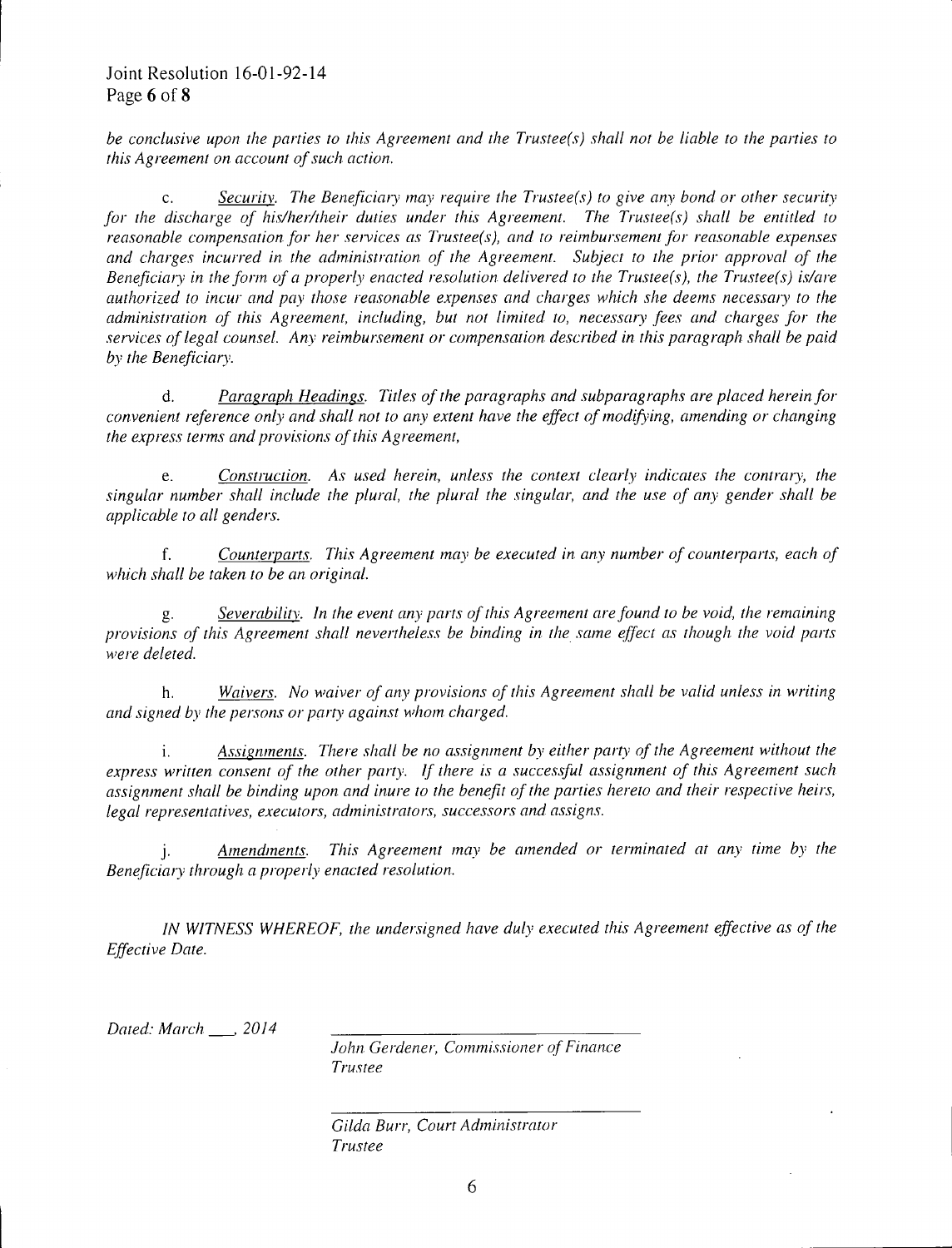*be conclusive upon the parties to this Agreement and the Trustee(s) shall not be liable to the parties to this Agreement on account of such action.*

c. *Security. The Beneficiary may require the Trustee(s) to give any bond or other security for the discharge of his/her/their duties under this Agreement. The Trustee(s) shall be entitled to reasonable compensation for her services as Trustee(s), and to reimbursement for reasonable expenses and charges incurred in the administration of the Agreement. Subject to the prior approval of the Beneficiary in the form of a properly enacted resolution delivered to the Trustee(s), the Trustee(s) is/are authorized to incur and pay those reasonable expenses and charges which she deems necessary to the administration of this Agreement, including, but not limited to, necessary fees and charges for the services of legal counsel. Any reimbursement or compensation described in this paragraph shall be paid by the Beneficiary.*

d. *Paragraph Headings. Titles of the paragraphs and subparagraphs are placed herein for convenient reference only and shall not to any extent have the effect of modifying, amending or changing the express terms and provisions of this Agreement,*

e. *Construction. As used herein, unless the context clearly indicates the contrary, the singular number shall include the plural, the plural the singular, and the use of any gender shall be applicable to all genders.*

f. *Counterparts. This Agreement may be executed in any number of counterparts, each of which shall be taken to be an original.*

g. *Severability. In the event any parts of this Agreement are found to be void, the remaining provisions of this Agreement shall nevertheless be binding in the same effect as though the void parts were deleted.*

h. *Waivers. No waiver of any provisions of this Agreement shall be valid unless in writing and signed by the persons or party against whom charged.*

i. *Assignments. There shall be no assignment by either party of the Agreement without the express written consent of the other party. If there is a successful assignment of this Agreement such assignment shall be binding upon and inure to the benefit of the parties hereto and their respective heirs, legal representatives, executors, administrators, successors and assigns.*

j. *Amendments. This Agreement may be amended or terminated at any time by the Beneficiary through a properly enacted resolution.*

*IN WITNESS WHEREOF, the undersigned have duly executed this Agreement effective as of the Effective Date.*

*Dated: March \_\_\_, 2014*

\_\_\_\_\_\_\_\_\_\_\_\_\_\_\_\_\_\_\_\_\_\_\_\_\_\_\_\_\_\_\_\_
*John Gerdener, Commissioner of Finance*
*Trustee*

\_\_\_\_\_\_\_\_\_\_\_\_\_\_\_\_\_\_\_\_\_\_\_\_\_\_\_\_\_\_\_\_
*Gilda Burr, Court Administrator*
*Trustee*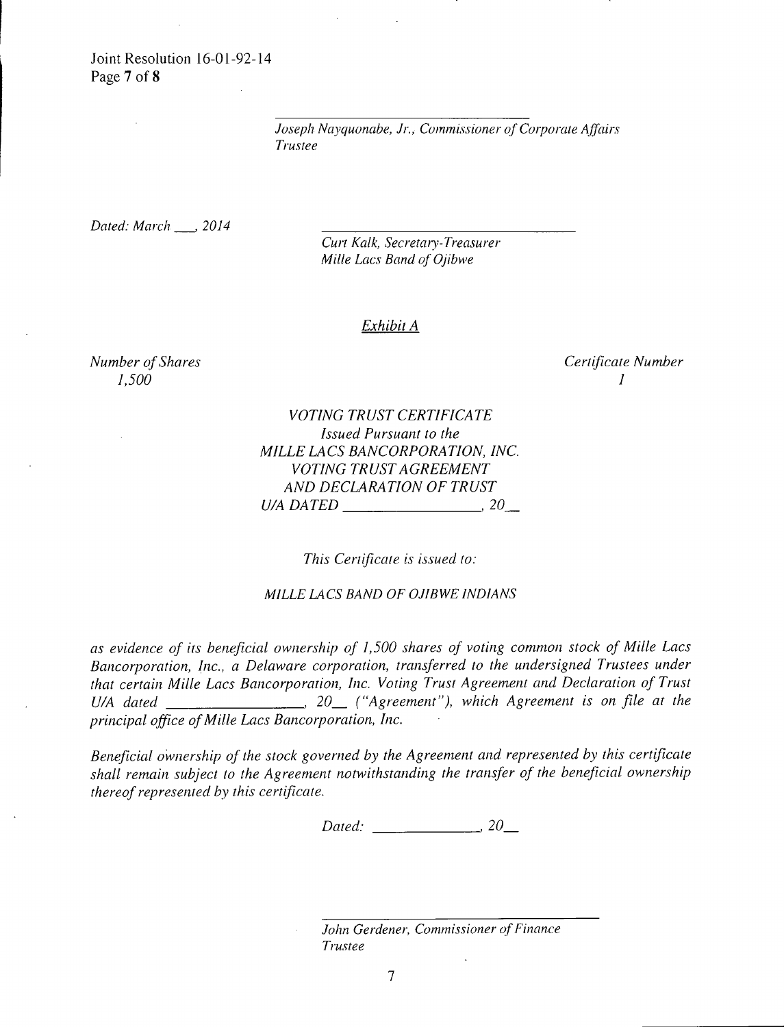_______________________________
*Joseph Nayquonabe, Jr., Commissioner of Corporate Affairs*
*Trustee*

*Dated: March ___, 2014*

_______________________________
*Curt Kalk, Secretary-Treasurer*
*Mille Lacs Band of Ojibwe*

*Exhibit A*

*Number of Shares*
*1,500*

*Certificate Number*
*1*

*VOTING TRUST CERTIFICATE*
*Issued Pursuant to the*
*MILLE LACS BANCORPORATION, INC.*
*VOTING TRUST AGREEMENT*
*AND DECLARATION OF TRUST*
*U/A DATED _________________, 20__*

*This Certificate is issued to:*

*MILLE LACS BAND OF OJIBWE INDIANS*

*as evidence of its beneficial ownership of 1,500 shares of voting common stock of Mille Lacs Bancorporation, Inc., a Delaware corporation, transferred to the undersigned Trustees under that certain Mille Lacs Bancorporation, Inc. Voting Trust Agreement and Declaration of Trust U/A dated _________________, 20__ ("Agreement"), which Agreement is on file at the principal office of Mille Lacs Bancorporation, Inc.*

*Beneficial ownership of the stock governed by the Agreement and represented by this certificate shall remain subject to the Agreement notwithstanding the transfer of the beneficial ownership thereof represented by this certificate.*

*Dated: _____________, 20__*

_______________________________
*John Gerdener, Commissioner of Finance*
*Trustee*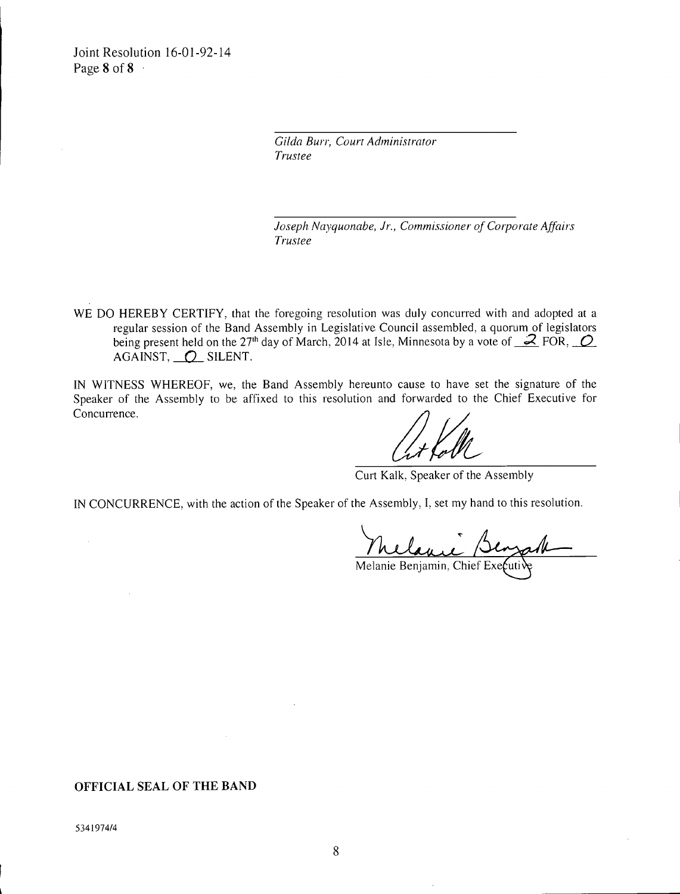\_\_\_\_\_\_\_\_\_\_\_\_\_\_\_\_\_\_\_\_\_\_\_\_\_\_\_\_\_\_\_\_\_\_\_\_\_\_\_\_
*Gilda Burr, Court Administrator*
*Trustee*

\_\_\_\_\_\_\_\_\_\_\_\_\_\_\_\_\_\_\_\_\_\_\_\_\_\_\_\_\_\_\_\_\_\_\_\_\_\_\_\_
*Joseph Nayquonabe, Jr., Commissioner of Corporate Affairs*
*Trustee*

WE DO HEREBY CERTIFY, that the foregoing resolution was duly concurred with and adopted at a regular session of the Band Assembly in Legislative Council assembled, a quorum of legislators being present held on the 27th day of March, 2014 at Isle, Minnesota by a vote of 2 FOR, 0 AGAINST, 0 SILENT.

IN WITNESS WHEREOF, we, the Band Assembly hereunto cause to have set the signature of the Speaker of the Assembly to be affixed to this resolution and forwarded to the Chief Executive for Concurrence.

Curt Kalk, Speaker of the Assembly

IN CONCURRENCE, with the action of the Speaker of the Assembly, I, set my hand to this resolution.

Melanie Benjamin, Chief Executive

**OFFICIAL SEAL OF THE BAND**

5341974/4